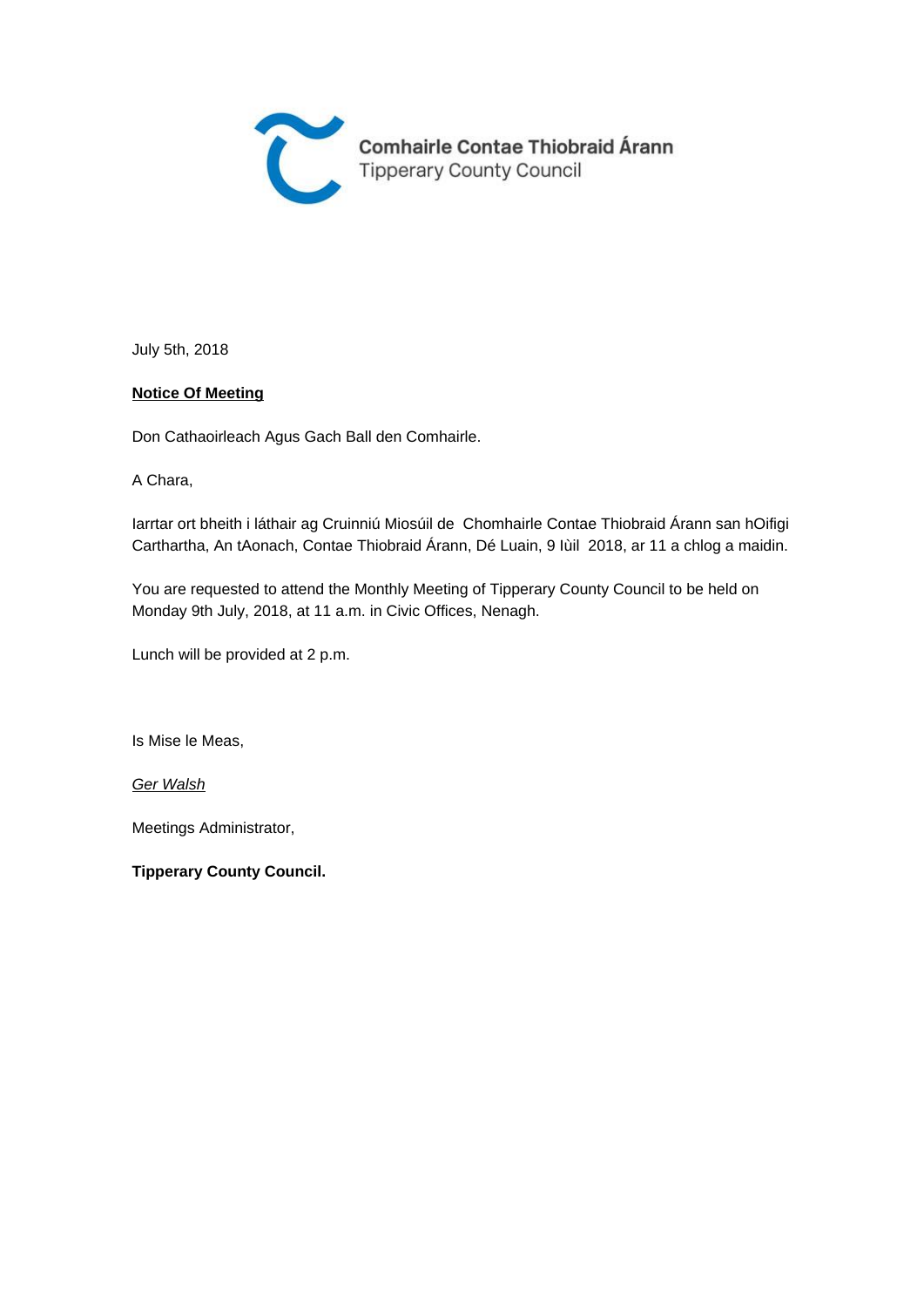Comhairle Contae Thiobraid Árann
Tipperary County Council

July 5th, 2018

**Notice Of Meeting**

Don Cathaoirleach Agus Gach Ball den Comhairle.

A Chara,

Iarrtar ort bheith i láthair ag Cruinniú Miosúil de Chomhairle Contae Thiobraid Árann san hOifigi Carthartha, An tAonach, Contae Thiobraid Árann, Dé Luain, 9 Iùil 2018, ar 11 a chlog a maidin.

You are requested to attend the Monthly Meeting of Tipperary County Council to be held on Monday 9th July, 2018, at 11 a.m. in Civic Offices, Nenagh.

Lunch will be provided at 2 p.m.

Is Mise le Meas,

*Ger Walsh*

Meetings Administrator,

**Tipperary County Council.**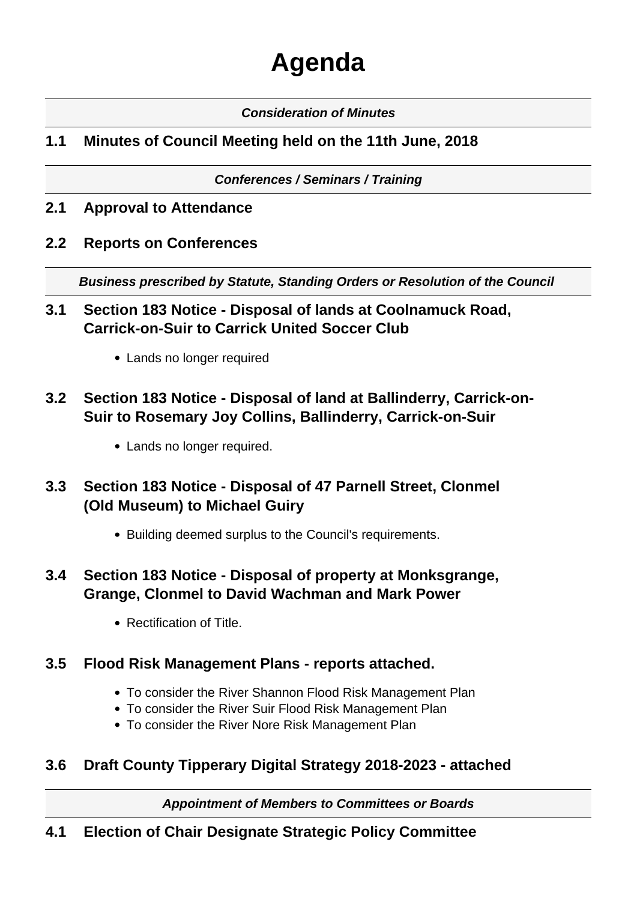# Agenda

***Consideration of Minutes***

## 1.1 Minutes of Council Meeting held on the 11th June, 2018

***Conferences / Seminars / Training***

## 2.1 Approval to Attendance

## 2.2 Reports on Conferences

***Business prescribed by Statute, Standing Orders or Resolution of the Council***

## 3.1 Section 183 Notice - Disposal of lands at Coolnamuck Road, Carrick-on-Suir to Carrick United Soccer Club

- Lands no longer required

## 3.2 Section 183 Notice - Disposal of land at Ballinderry, Carrick-on-Suir to Rosemary Joy Collins, Ballinderry, Carrick-on-Suir

- Lands no longer required.

## 3.3 Section 183 Notice - Disposal of 47 Parnell Street, Clonmel (Old Museum) to Michael Guiry

- Building deemed surplus to the Council's requirements.

## 3.4 Section 183 Notice - Disposal of property at Monksgrange, Grange, Clonmel to David Wachman and Mark Power

- Rectification of Title.

## 3.5 Flood Risk Management Plans - reports attached.

- To consider the River Shannon Flood Risk Management Plan
- To consider the River Suir Flood Risk Management Plan
- To consider the River Nore Risk Management Plan

## 3.6 Draft County Tipperary Digital Strategy 2018-2023 - attached

***Appointment of Members to Committees or Boards***

## 4.1 Election of Chair Designate Strategic Policy Committee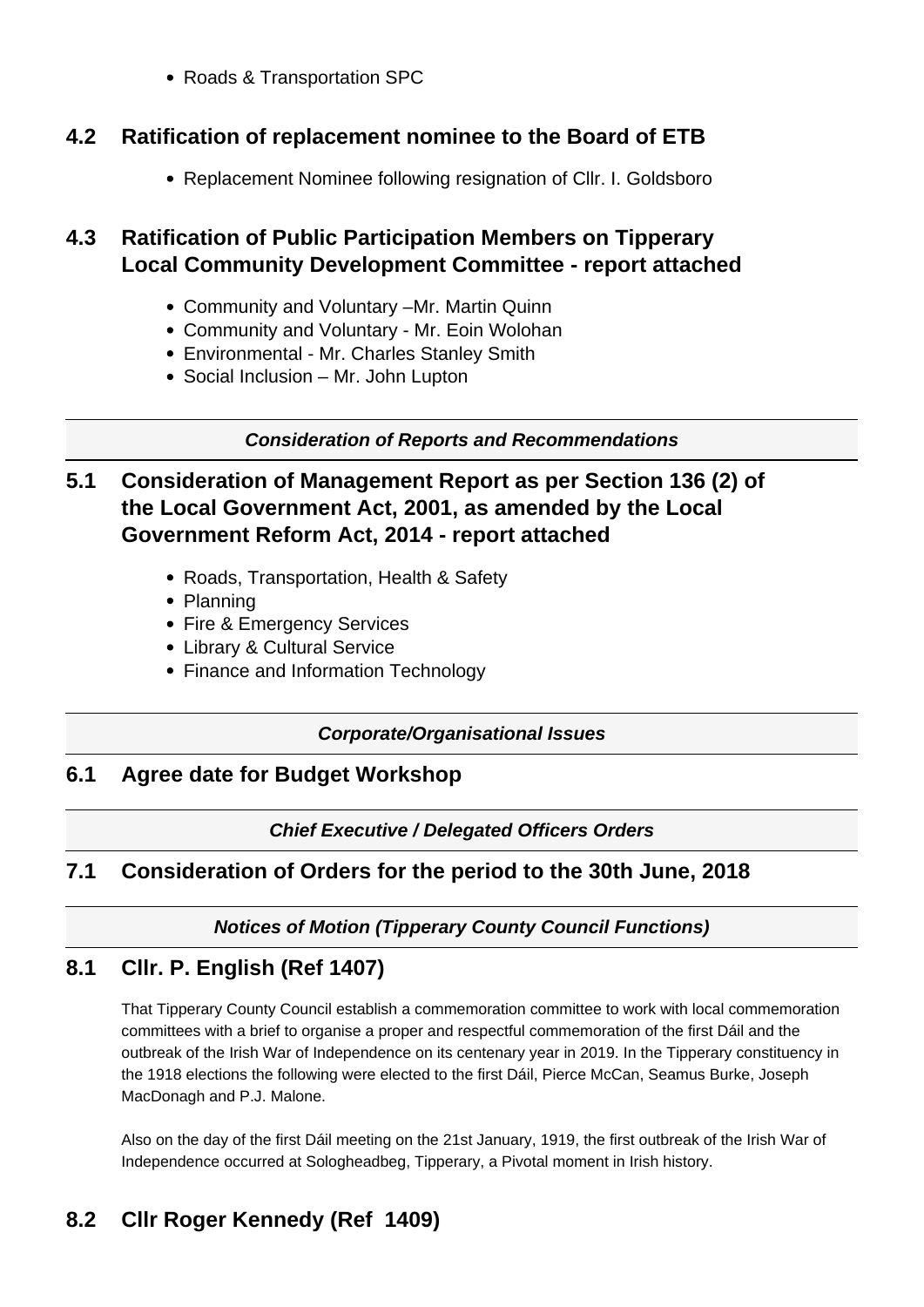- Roads & Transportation SPC

## 4.2 Ratification of replacement nominee to the Board of ETB

- Replacement Nominee following resignation of Cllr. I. Goldsboro

## 4.3 Ratification of Public Participation Members on Tipperary Local Community Development Committee - report attached

- Community and Voluntary –Mr. Martin Quinn
- Community and Voluntary - Mr. Eoin Wolohan
- Environmental - Mr. Charles Stanley Smith
- Social Inclusion – Mr. John Lupton

***Consideration of Reports and Recommendations***

## 5.1 Consideration of Management Report as per Section 136 (2) of the Local Government Act, 2001, as amended by the Local Government Reform Act, 2014 - report attached

- Roads, Transportation, Health & Safety
- Planning
- Fire & Emergency Services
- Library & Cultural Service
- Finance and Information Technology

***Corporate/Organisational Issues***

## 6.1 Agree date for Budget Workshop

***Chief Executive / Delegated Officers Orders***

## 7.1 Consideration of Orders for the period to the 30th June, 2018

***Notices of Motion (Tipperary County Council Functions)***

## 8.1 Cllr. P. English (Ref 1407)

That Tipperary County Council establish a commemoration committee to work with local commemoration committees with a brief to organise a proper and respectful commemoration of the first Dáil and the outbreak of the Irish War of Independence on its centenary year in 2019. In the Tipperary constituency in the 1918 elections the following were elected to the first Dáil, Pierce McCan, Seamus Burke, Joseph MacDonagh and P.J. Malone.

Also on the day of the first Dáil meeting on the 21st January, 1919, the first outbreak of the Irish War of Independence occurred at Sologheadbeg, Tipperary, a Pivotal moment in Irish history.

## 8.2 Cllr Roger Kennedy (Ref 1409)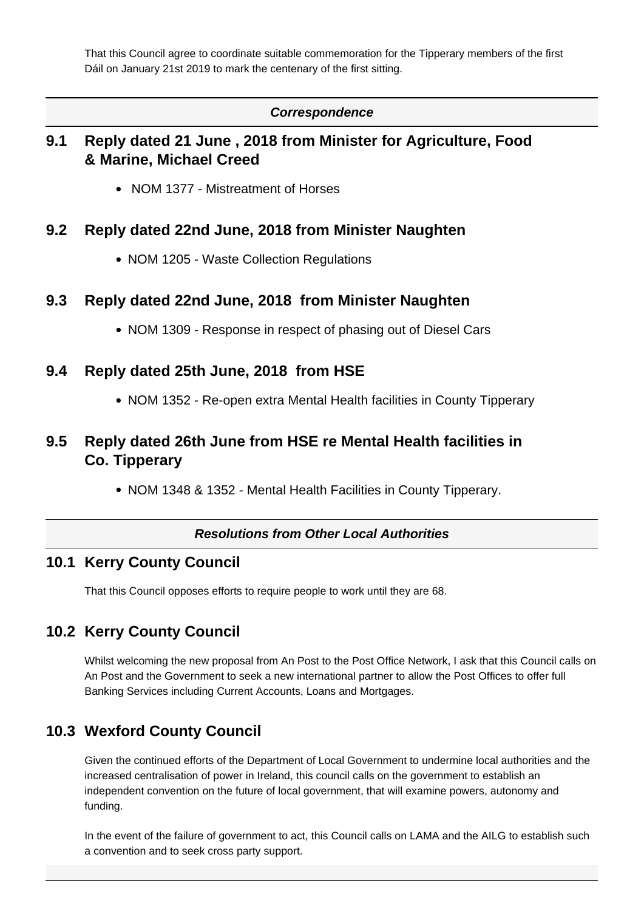That this Council agree to coordinate suitable commemoration for the Tipperary members of the first Dáil on January 21st 2019 to mark the centenary of the first sitting.

---

***Correspondence***

## 9.1 Reply dated 21 June , 2018 from Minister for Agriculture, Food & Marine, Michael Creed

- NOM 1377 - Mistreatment of Horses

## 9.2 Reply dated 22nd June, 2018 from Minister Naughten

- NOM 1205 - Waste Collection Regulations

## 9.3 Reply dated 22nd June, 2018 from Minister Naughten

- NOM 1309 - Response in respect of phasing out of Diesel Cars

## 9.4 Reply dated 25th June, 2018 from HSE

- NOM 1352 - Re-open extra Mental Health facilities in County Tipperary

## 9.5 Reply dated 26th June from HSE re Mental Health facilities in Co. Tipperary

- NOM 1348 & 1352 - Mental Health Facilities in County Tipperary.

---

***Resolutions from Other Local Authorities***

## 10.1 Kerry County Council

That this Council opposes efforts to require people to work until they are 68.

## 10.2 Kerry County Council

Whilst welcoming the new proposal from An Post to the Post Office Network, I ask that this Council calls on An Post and the Government to seek a new international partner to allow the Post Offices to offer full Banking Services including Current Accounts, Loans and Mortgages.

## 10.3 Wexford County Council

Given the continued efforts of the Department of Local Government to undermine local authorities and the increased centralisation of power in Ireland, this council calls on the government to establish an independent convention on the future of local government, that will examine powers, autonomy and funding.

In the event of the failure of government to act, this Council calls on LAMA and the AILG to establish such a convention and to seek cross party support.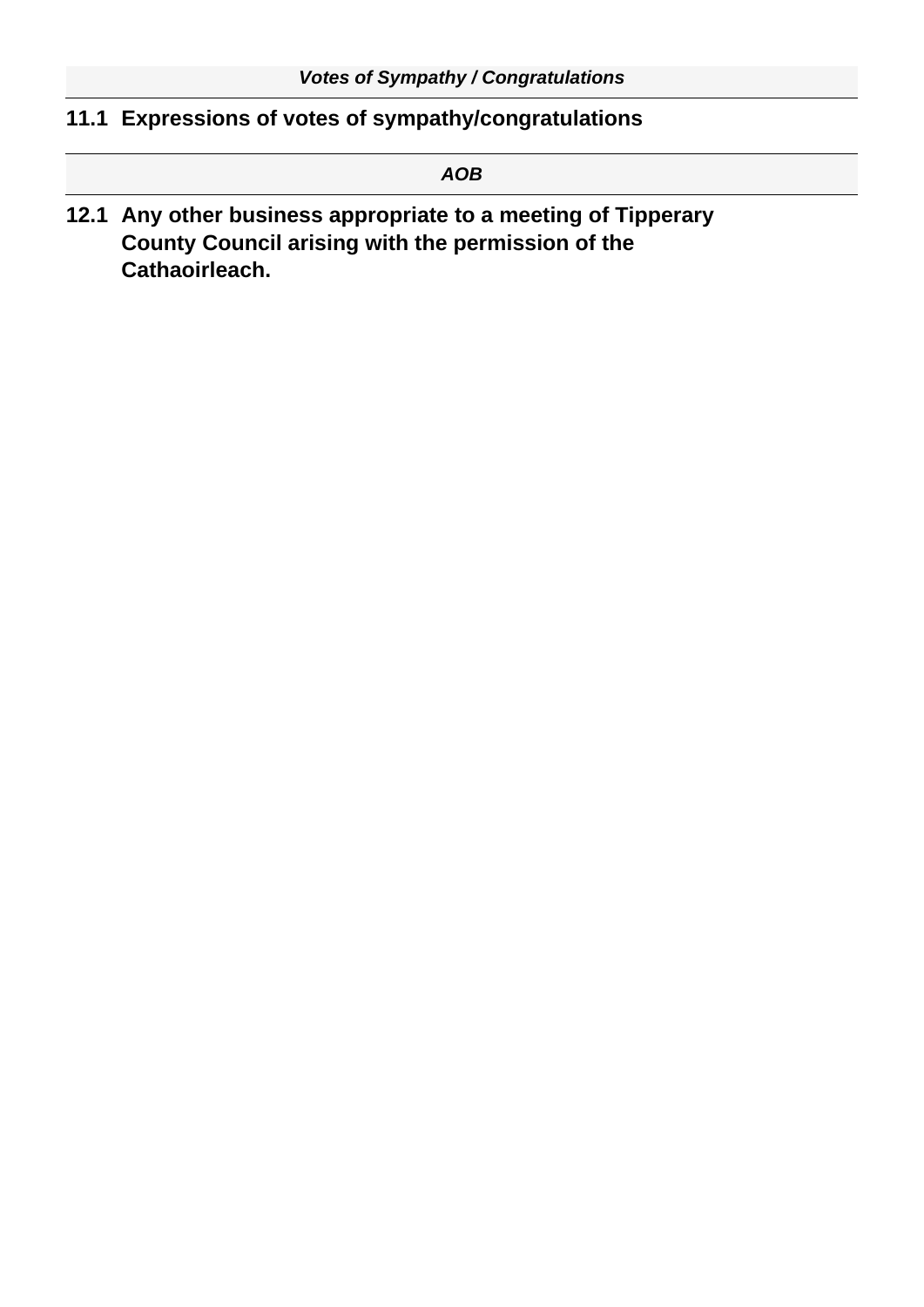***Votes of Sympathy / Congratulations***

**11.1 Expressions of votes of sympathy/congratulations**

***AOB***

**12.1 Any other business appropriate to a meeting of Tipperary County Council arising with the permission of the Cathaoirleach.**